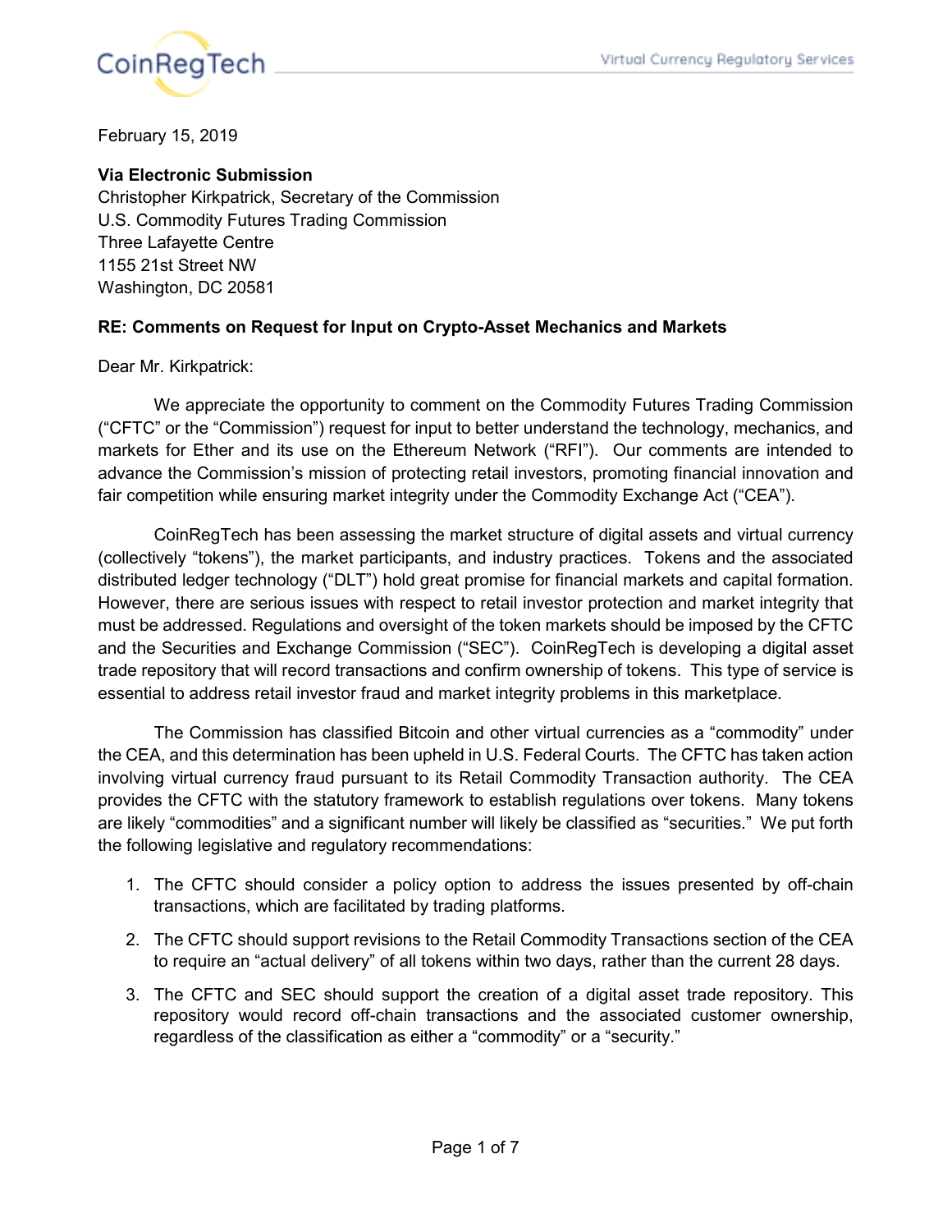February 15, 2019

**Via Electronic Submission**
Christopher Kirkpatrick, Secretary of the Commission
U.S. Commodity Futures Trading Commission
Three Lafayette Centre
1155 21st Street NW
Washington, DC 20581

**RE: Comments on Request for Input on Crypto-Asset Mechanics and Markets**

Dear Mr. Kirkpatrick:

We appreciate the opportunity to comment on the Commodity Futures Trading Commission ("CFTC" or the "Commission") request for input to better understand the technology, mechanics, and markets for Ether and its use on the Ethereum Network ("RFI"). Our comments are intended to advance the Commission's mission of protecting retail investors, promoting financial innovation and fair competition while ensuring market integrity under the Commodity Exchange Act ("CEA").

CoinRegTech has been assessing the market structure of digital assets and virtual currency (collectively "tokens"), the market participants, and industry practices. Tokens and the associated distributed ledger technology ("DLT") hold great promise for financial markets and capital formation. However, there are serious issues with respect to retail investor protection and market integrity that must be addressed. Regulations and oversight of the token markets should be imposed by the CFTC and the Securities and Exchange Commission ("SEC"). CoinRegTech is developing a digital asset trade repository that will record transactions and confirm ownership of tokens. This type of service is essential to address retail investor fraud and market integrity problems in this marketplace.

The Commission has classified Bitcoin and other virtual currencies as a "commodity" under the CEA, and this determination has been upheld in U.S. Federal Courts. The CFTC has taken action involving virtual currency fraud pursuant to its Retail Commodity Transaction authority. The CEA provides the CFTC with the statutory framework to establish regulations over tokens. Many tokens are likely "commodities" and a significant number will likely be classified as "securities." We put forth the following legislative and regulatory recommendations:

1. The CFTC should consider a policy option to address the issues presented by off-chain transactions, which are facilitated by trading platforms.
2. The CFTC should support revisions to the Retail Commodity Transactions section of the CEA to require an "actual delivery" of all tokens within two days, rather than the current 28 days.
3. The CFTC and SEC should support the creation of a digital asset trade repository. This repository would record off-chain transactions and the associated customer ownership, regardless of the classification as either a "commodity" or a "security."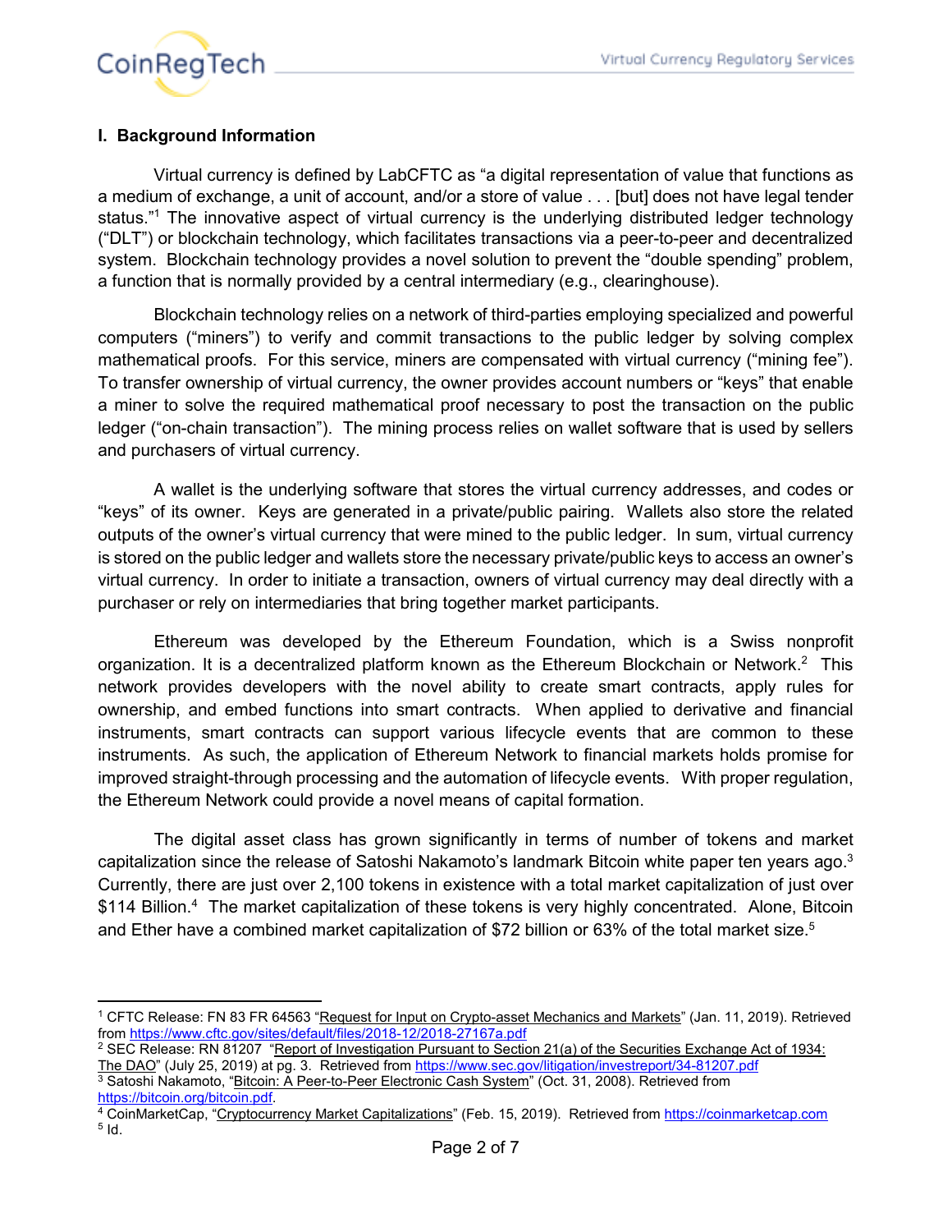## I. Background Information

Virtual currency is defined by LabCFTC as "a digital representation of value that functions as a medium of exchange, a unit of account, and/or a store of value . . . [but] does not have legal tender status."[1] The innovative aspect of virtual currency is the underlying distributed ledger technology ("DLT") or blockchain technology, which facilitates transactions via a peer-to-peer and decentralized system. Blockchain technology provides a novel solution to prevent the "double spending" problem, a function that is normally provided by a central intermediary (e.g., clearinghouse).

Blockchain technology relies on a network of third-parties employing specialized and powerful computers ("miners") to verify and commit transactions to the public ledger by solving complex mathematical proofs. For this service, miners are compensated with virtual currency ("mining fee"). To transfer ownership of virtual currency, the owner provides account numbers or "keys" that enable a miner to solve the required mathematical proof necessary to post the transaction on the public ledger ("on-chain transaction"). The mining process relies on wallet software that is used by sellers and purchasers of virtual currency.

A wallet is the underlying software that stores the virtual currency addresses, and codes or "keys" of its owner. Keys are generated in a private/public pairing. Wallets also store the related outputs of the owner's virtual currency that were mined to the public ledger. In sum, virtual currency is stored on the public ledger and wallets store the necessary private/public keys to access an owner's virtual currency. In order to initiate a transaction, owners of virtual currency may deal directly with a purchaser or rely on intermediaries that bring together market participants.

Ethereum was developed by the Ethereum Foundation, which is a Swiss nonprofit organization. It is a decentralized platform known as the Ethereum Blockchain or Network.[2] This network provides developers with the novel ability to create smart contracts, apply rules for ownership, and embed functions into smart contracts. When applied to derivative and financial instruments, smart contracts can support various lifecycle events that are common to these instruments. As such, the application of Ethereum Network to financial markets holds promise for improved straight-through processing and the automation of lifecycle events. With proper regulation, the Ethereum Network could provide a novel means of capital formation.

The digital asset class has grown significantly in terms of number of tokens and market capitalization since the release of Satoshi Nakamoto's landmark Bitcoin white paper ten years ago.[3] Currently, there are just over 2,100 tokens in existence with a total market capitalization of just over $114 Billion.[4] The market capitalization of these tokens is very highly concentrated. Alone, Bitcoin and Ether have a combined market capitalization of $72 billion or 63% of the total market size.[5]

---

[1] CFTC Release: FN 83 FR 64563 "Request for Input on Crypto-asset Mechanics and Markets" (Jan. 11, 2019). Retrieved from https://www.cftc.gov/sites/default/files/2018-12/2018-27167a.pdf

[2] SEC Release: RN 81207 "Report of Investigation Pursuant to Section 21(a) of the Securities Exchange Act of 1934: The DAO" (July 25, 2019) at pg. 3. Retrieved from https://www.sec.gov/litigation/investreport/34-81207.pdf

[3] Satoshi Nakamoto, "Bitcoin: A Peer-to-Peer Electronic Cash System" (Oct. 31, 2008). Retrieved from https://bitcoin.org/bitcoin.pdf.

[4] CoinMarketCap, "Cryptocurrency Market Capitalizations" (Feb. 15, 2019). Retrieved from https://coinmarketcap.com

[5] Id.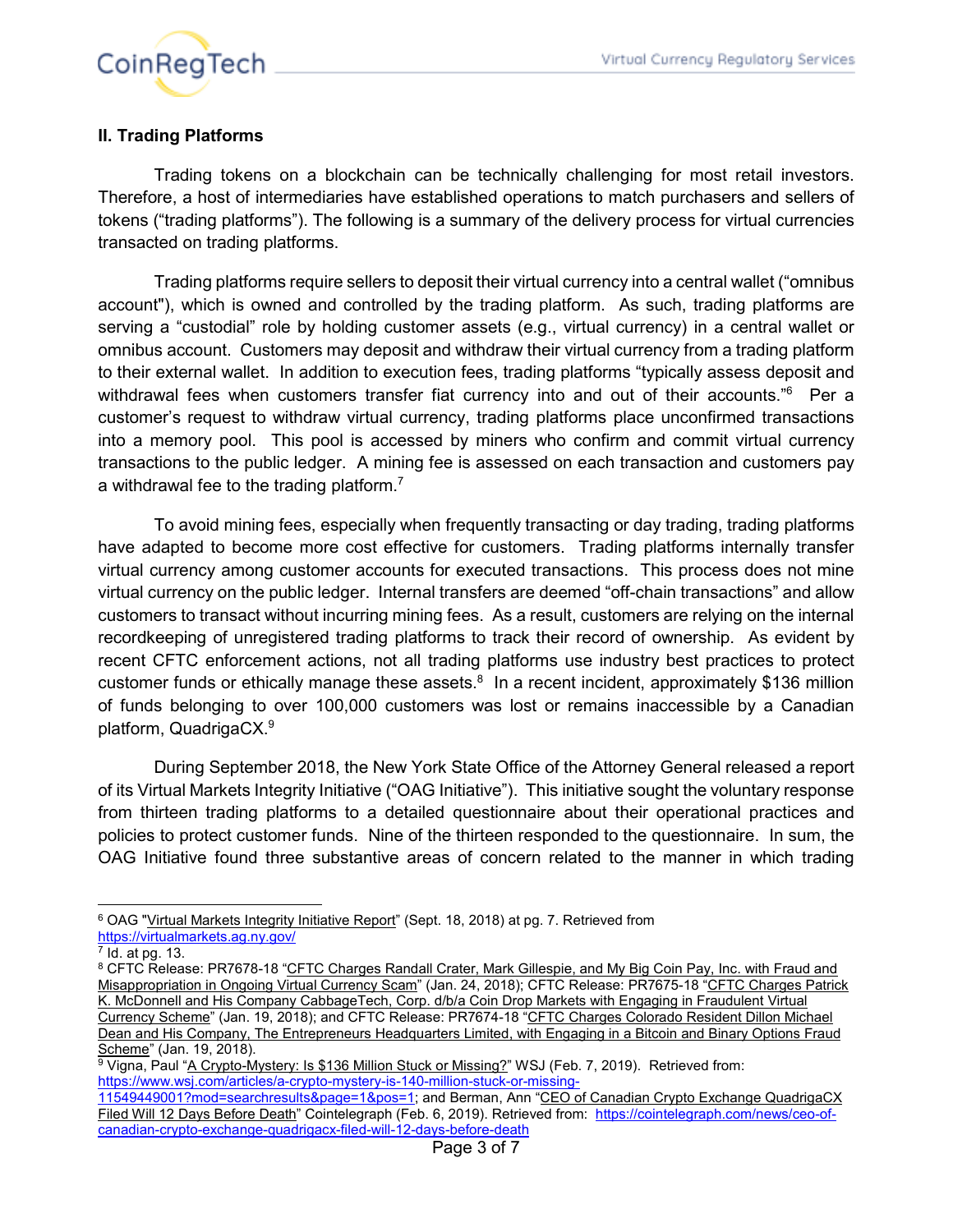## II. Trading Platforms

Trading tokens on a blockchain can be technically challenging for most retail investors. Therefore, a host of intermediaries have established operations to match purchasers and sellers of tokens ("trading platforms"). The following is a summary of the delivery process for virtual currencies transacted on trading platforms.

Trading platforms require sellers to deposit their virtual currency into a central wallet ("omnibus account"), which is owned and controlled by the trading platform. As such, trading platforms are serving a "custodial" role by holding customer assets (e.g., virtual currency) in a central wallet or omnibus account. Customers may deposit and withdraw their virtual currency from a trading platform to their external wallet. In addition to execution fees, trading platforms "typically assess deposit and withdrawal fees when customers transfer fiat currency into and out of their accounts."[6] Per a customer's request to withdraw virtual currency, trading platforms place unconfirmed transactions into a memory pool. This pool is accessed by miners who confirm and commit virtual currency transactions to the public ledger. A mining fee is assessed on each transaction and customers pay a withdrawal fee to the trading platform.[7]

To avoid mining fees, especially when frequently transacting or day trading, trading platforms have adapted to become more cost effective for customers. Trading platforms internally transfer virtual currency among customer accounts for executed transactions. This process does not mine virtual currency on the public ledger. Internal transfers are deemed "off-chain transactions" and allow customers to transact without incurring mining fees. As a result, customers are relying on the internal recordkeeping of unregistered trading platforms to track their record of ownership. As evident by recent CFTC enforcement actions, not all trading platforms use industry best practices to protect customer funds or ethically manage these assets.[8] In a recent incident, approximately $136 million of funds belonging to over 100,000 customers was lost or remains inaccessible by a Canadian platform, QuadrigaCX.[9]

During September 2018, the New York State Office of the Attorney General released a report of its Virtual Markets Integrity Initiative ("OAG Initiative"). This initiative sought the voluntary response from thirteen trading platforms to a detailed questionnaire about their operational practices and policies to protect customer funds. Nine of the thirteen responded to the questionnaire. In sum, the OAG Initiative found three substantive areas of concern related to the manner in which trading

---

[6] OAG "Virtual Markets Integrity Initiative Report" (Sept. 18, 2018) at pg. 7. Retrieved from https://virtualmarkets.ag.ny.gov/

[7] Id. at pg. 13.

[8] CFTC Release: PR7678-18 "CFTC Charges Randall Crater, Mark Gillespie, and My Big Coin Pay, Inc. with Fraud and Misappropriation in Ongoing Virtual Currency Scam" (Jan. 24, 2018); CFTC Release: PR7675-18 "CFTC Charges Patrick K. McDonnell and His Company CabbageTech, Corp. d/b/a Coin Drop Markets with Engaging in Fraudulent Virtual Currency Scheme" (Jan. 19, 2018); and CFTC Release: PR7674-18 "CFTC Charges Colorado Resident Dillon Michael Dean and His Company, The Entrepreneurs Headquarters Limited, with Engaging in a Bitcoin and Binary Options Fraud Scheme" (Jan. 19, 2018).

[9] Vigna, Paul "A Crypto-Mystery: Is $136 Million Stuck or Missing?" WSJ (Feb. 7, 2019). Retrieved from: https://www.wsj.com/articles/a-crypto-mystery-is-140-million-stuck-or-missing-11549449001?mod=searchresults&page=1&pos=1; and Berman, Ann "CEO of Canadian Crypto Exchange QuadrigaCX Filed Will 12 Days Before Death" Cointelegraph (Feb. 6, 2019). Retrieved from: https://cointelegraph.com/news/ceo-of-canadian-crypto-exchange-quadrigacx-filed-will-12-days-before-death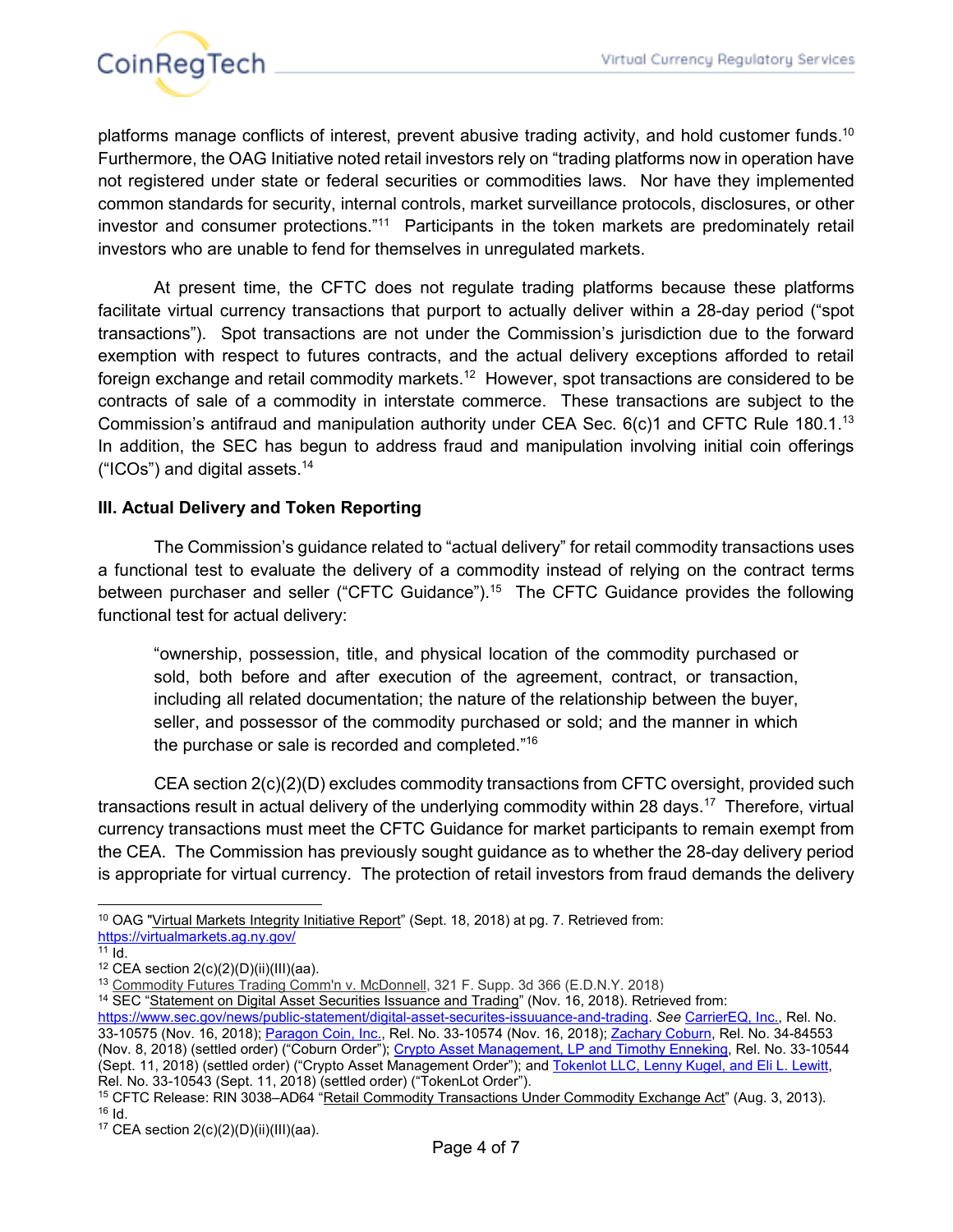platforms manage conflicts of interest, prevent abusive trading activity, and hold customer funds.[10] Furthermore, the OAG Initiative noted retail investors rely on "trading platforms now in operation have not registered under state or federal securities or commodities laws. Nor have they implemented common standards for security, internal controls, market surveillance protocols, disclosures, or other investor and consumer protections."[11] Participants in the token markets are predominately retail investors who are unable to fend for themselves in unregulated markets.

At present time, the CFTC does not regulate trading platforms because these platforms facilitate virtual currency transactions that purport to actually deliver within a 28-day period ("spot transactions"). Spot transactions are not under the Commission's jurisdiction due to the forward exemption with respect to futures contracts, and the actual delivery exceptions afforded to retail foreign exchange and retail commodity markets.[12] However, spot transactions are considered to be contracts of sale of a commodity in interstate commerce. These transactions are subject to the Commission's antifraud and manipulation authority under CEA Sec. 6(c)1 and CFTC Rule 180.1.[13] In addition, the SEC has begun to address fraud and manipulation involving initial coin offerings ("ICOs") and digital assets.[14]

### III. Actual Delivery and Token Reporting

The Commission's guidance related to "actual delivery" for retail commodity transactions uses a functional test to evaluate the delivery of a commodity instead of relying on the contract terms between purchaser and seller ("CFTC Guidance").[15] The CFTC Guidance provides the following functional test for actual delivery:

> "ownership, possession, title, and physical location of the commodity purchased or sold, both before and after execution of the agreement, contract, or transaction, including all related documentation; the nature of the relationship between the buyer, seller, and possessor of the commodity purchased or sold; and the manner in which the purchase or sale is recorded and completed."[16]

CEA section 2(c)(2)(D) excludes commodity transactions from CFTC oversight, provided such transactions result in actual delivery of the underlying commodity within 28 days.[17] Therefore, virtual currency transactions must meet the CFTC Guidance for market participants to remain exempt from the CEA. The Commission has previously sought guidance as to whether the 28-day delivery period is appropriate for virtual currency. The protection of retail investors from fraud demands the delivery

---

[10] OAG "Virtual Markets Integrity Initiative Report" (Sept. 18, 2018) at pg. 7. Retrieved from: https://virtualmarkets.ag.ny.gov/

[11] Id.

[12] CEA section 2(c)(2)(D)(ii)(III)(aa).

[13] Commodity Futures Trading Comm'n v. McDonnell, 321 F. Supp. 3d 366 (E.D.N.Y. 2018)

[14] SEC "Statement on Digital Asset Securities Issuance and Trading" (Nov. 16, 2018). Retrieved from: https://www.sec.gov/news/public-statement/digital-asset-securites-issuuance-and-trading. *See* CarrierEQ, Inc., Rel. No. 33-10575 (Nov. 16, 2018); Paragon Coin, Inc., Rel. No. 33-10574 (Nov. 16, 2018); Zachary Coburn, Rel. No. 34-84553 (Nov. 8, 2018) (settled order) ("Coburn Order"); Crypto Asset Management, LP and Timothy Enneking, Rel. No. 33-10544 (Sept. 11, 2018) (settled order) ("Crypto Asset Management Order"); and Tokenlot LLC, Lenny Kugel, and Eli L. Lewitt, Rel. No. 33-10543 (Sept. 11, 2018) (settled order) ("TokenLot Order").

[15] CFTC Release: RIN 3038–AD64 "Retail Commodity Transactions Under Commodity Exchange Act" (Aug. 3, 2013).

[16] Id.

[17] CEA section 2(c)(2)(D)(ii)(III)(aa).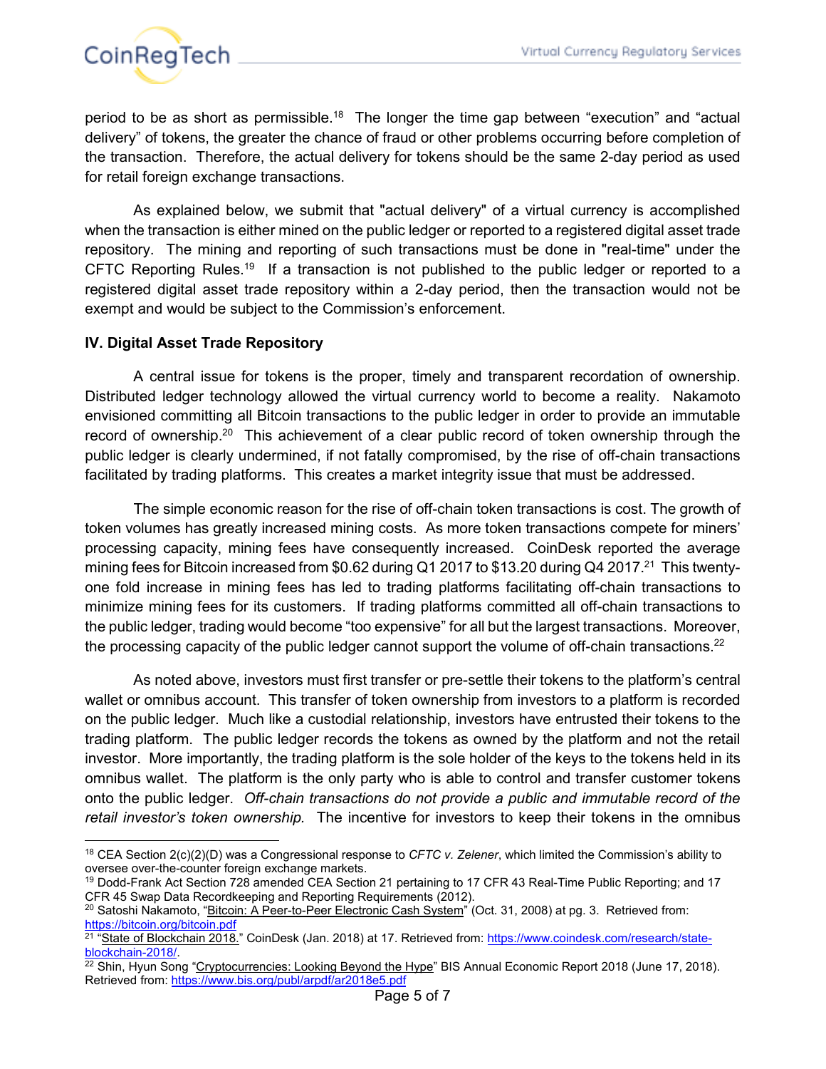period to be as short as permissible.[18] The longer the time gap between "execution" and "actual delivery" of tokens, the greater the chance of fraud or other problems occurring before completion of the transaction. Therefore, the actual delivery for tokens should be the same 2-day period as used for retail foreign exchange transactions.

As explained below, we submit that "actual delivery" of a virtual currency is accomplished when the transaction is either mined on the public ledger or reported to a registered digital asset trade repository. The mining and reporting of such transactions must be done in "real-time" under the CFTC Reporting Rules.[19] If a transaction is not published to the public ledger or reported to a registered digital asset trade repository within a 2-day period, then the transaction would not be exempt and would be subject to the Commission's enforcement.

## IV. Digital Asset Trade Repository

A central issue for tokens is the proper, timely and transparent recordation of ownership. Distributed ledger technology allowed the virtual currency world to become a reality. Nakamoto envisioned committing all Bitcoin transactions to the public ledger in order to provide an immutable record of ownership.[20] This achievement of a clear public record of token ownership through the public ledger is clearly undermined, if not fatally compromised, by the rise of off-chain transactions facilitated by trading platforms. This creates a market integrity issue that must be addressed.

The simple economic reason for the rise of off-chain token transactions is cost. The growth of token volumes has greatly increased mining costs. As more token transactions compete for miners' processing capacity, mining fees have consequently increased. CoinDesk reported the average mining fees for Bitcoin increased from $0.62 during Q1 2017 to $13.20 during Q4 2017.[21] This twenty-one fold increase in mining fees has led to trading platforms facilitating off-chain transactions to minimize mining fees for its customers. If trading platforms committed all off-chain transactions to the public ledger, trading would become "too expensive" for all but the largest transactions. Moreover, the processing capacity of the public ledger cannot support the volume of off-chain transactions.[22]

As noted above, investors must first transfer or pre-settle their tokens to the platform's central wallet or omnibus account. This transfer of token ownership from investors to a platform is recorded on the public ledger. Much like a custodial relationship, investors have entrusted their tokens to the trading platform. The public ledger records the tokens as owned by the platform and not the retail investor. More importantly, the trading platform is the sole holder of the keys to the tokens held in its omnibus wallet. The platform is the only party who is able to control and transfer customer tokens onto the public ledger. *Off-chain transactions do not provide a public and immutable record of the retail investor's token ownership.* The incentive for investors to keep their tokens in the omnibus

---

[18] CEA Section 2(c)(2)(D) was a Congressional response to *CFTC v. Zelener*, which limited the Commission's ability to oversee over-the-counter foreign exchange markets.

[19] Dodd-Frank Act Section 728 amended CEA Section 21 pertaining to 17 CFR 43 Real-Time Public Reporting; and 17 CFR 45 Swap Data Recordkeeping and Reporting Requirements (2012).

[20] Satoshi Nakamoto, "Bitcoin: A Peer-to-Peer Electronic Cash System" (Oct. 31, 2008) at pg. 3. Retrieved from: https://bitcoin.org/bitcoin.pdf

[21] "State of Blockchain 2018." CoinDesk (Jan. 2018) at 17. Retrieved from: https://www.coindesk.com/research/state-blockchain-2018/.

[22] Shin, Hyun Song "Cryptocurrencies: Looking Beyond the Hype" BIS Annual Economic Report 2018 (June 17, 2018). Retrieved from: https://www.bis.org/publ/arpdf/ar2018e5.pdf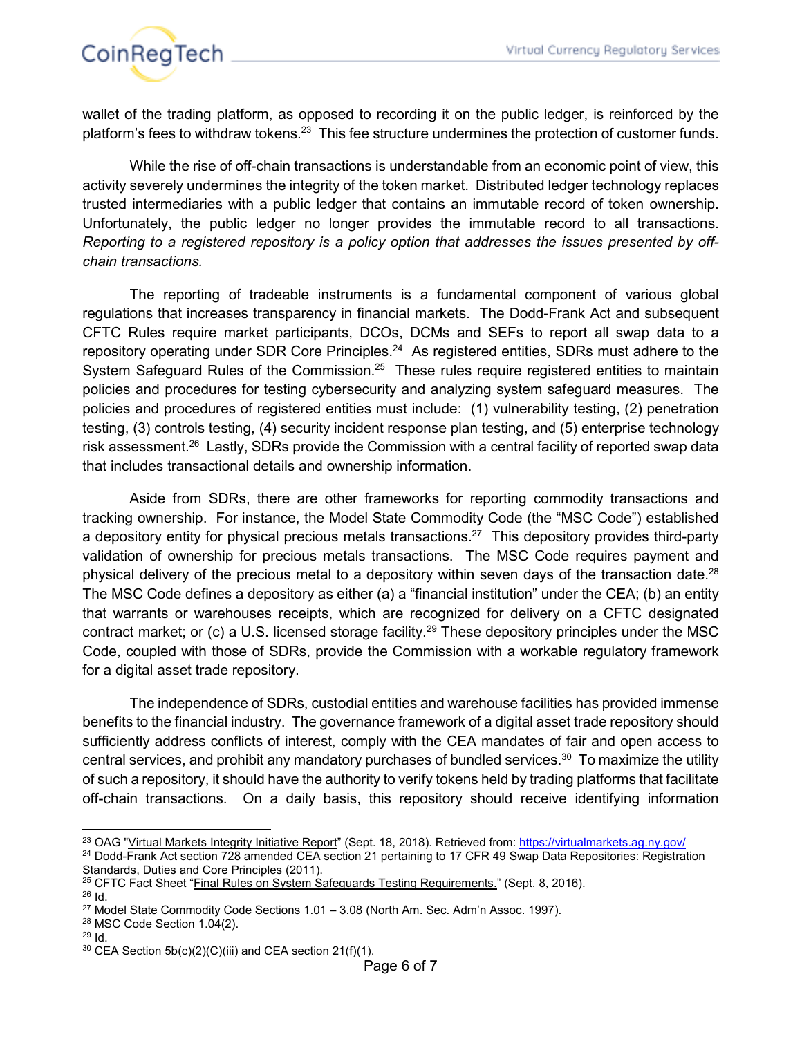wallet of the trading platform, as opposed to recording it on the public ledger, is reinforced by the platform's fees to withdraw tokens.[23] This fee structure undermines the protection of customer funds.

While the rise of off-chain transactions is understandable from an economic point of view, this activity severely undermines the integrity of the token market. Distributed ledger technology replaces trusted intermediaries with a public ledger that contains an immutable record of token ownership. Unfortunately, the public ledger no longer provides the immutable record to all transactions. *Reporting to a registered repository is a policy option that addresses the issues presented by off-chain transactions.*

The reporting of tradeable instruments is a fundamental component of various global regulations that increases transparency in financial markets. The Dodd-Frank Act and subsequent CFTC Rules require market participants, DCOs, DCMs and SEFs to report all swap data to a repository operating under SDR Core Principles.[24] As registered entities, SDRs must adhere to the System Safeguard Rules of the Commission.[25] These rules require registered entities to maintain policies and procedures for testing cybersecurity and analyzing system safeguard measures. The policies and procedures of registered entities must include: (1) vulnerability testing, (2) penetration testing, (3) controls testing, (4) security incident response plan testing, and (5) enterprise technology risk assessment.[26] Lastly, SDRs provide the Commission with a central facility of reported swap data that includes transactional details and ownership information.

Aside from SDRs, there are other frameworks for reporting commodity transactions and tracking ownership. For instance, the Model State Commodity Code (the "MSC Code") established a depository entity for physical precious metals transactions.[27] This depository provides third-party validation of ownership for precious metals transactions. The MSC Code requires payment and physical delivery of the precious metal to a depository within seven days of the transaction date.[28] The MSC Code defines a depository as either (a) a "financial institution" under the CEA; (b) an entity that warrants or warehouses receipts, which are recognized for delivery on a CFTC designated contract market; or (c) a U.S. licensed storage facility.[29] These depository principles under the MSC Code, coupled with those of SDRs, provide the Commission with a workable regulatory framework for a digital asset trade repository.

The independence of SDRs, custodial entities and warehouse facilities has provided immense benefits to the financial industry. The governance framework of a digital asset trade repository should sufficiently address conflicts of interest, comply with the CEA mandates of fair and open access to central services, and prohibit any mandatory purchases of bundled services.[30] To maximize the utility of such a repository, it should have the authority to verify tokens held by trading platforms that facilitate off-chain transactions. On a daily basis, this repository should receive identifying information

---

[23] OAG "Virtual Markets Integrity Initiative Report" (Sept. 18, 2018). Retrieved from: https://virtualmarkets.ag.ny.gov/

[24] Dodd-Frank Act section 728 amended CEA section 21 pertaining to 17 CFR 49 Swap Data Repositories: Registration Standards, Duties and Core Principles (2011).

[25] CFTC Fact Sheet "Final Rules on System Safeguards Testing Requirements." (Sept. 8, 2016).

[26] Id.

[27] Model State Commodity Code Sections 1.01 – 3.08 (North Am. Sec. Adm'n Assoc. 1997).

[28] MSC Code Section 1.04(2).

[29] Id.

[30] CEA Section 5b(c)(2)(C)(iii) and CEA section 21(f)(1).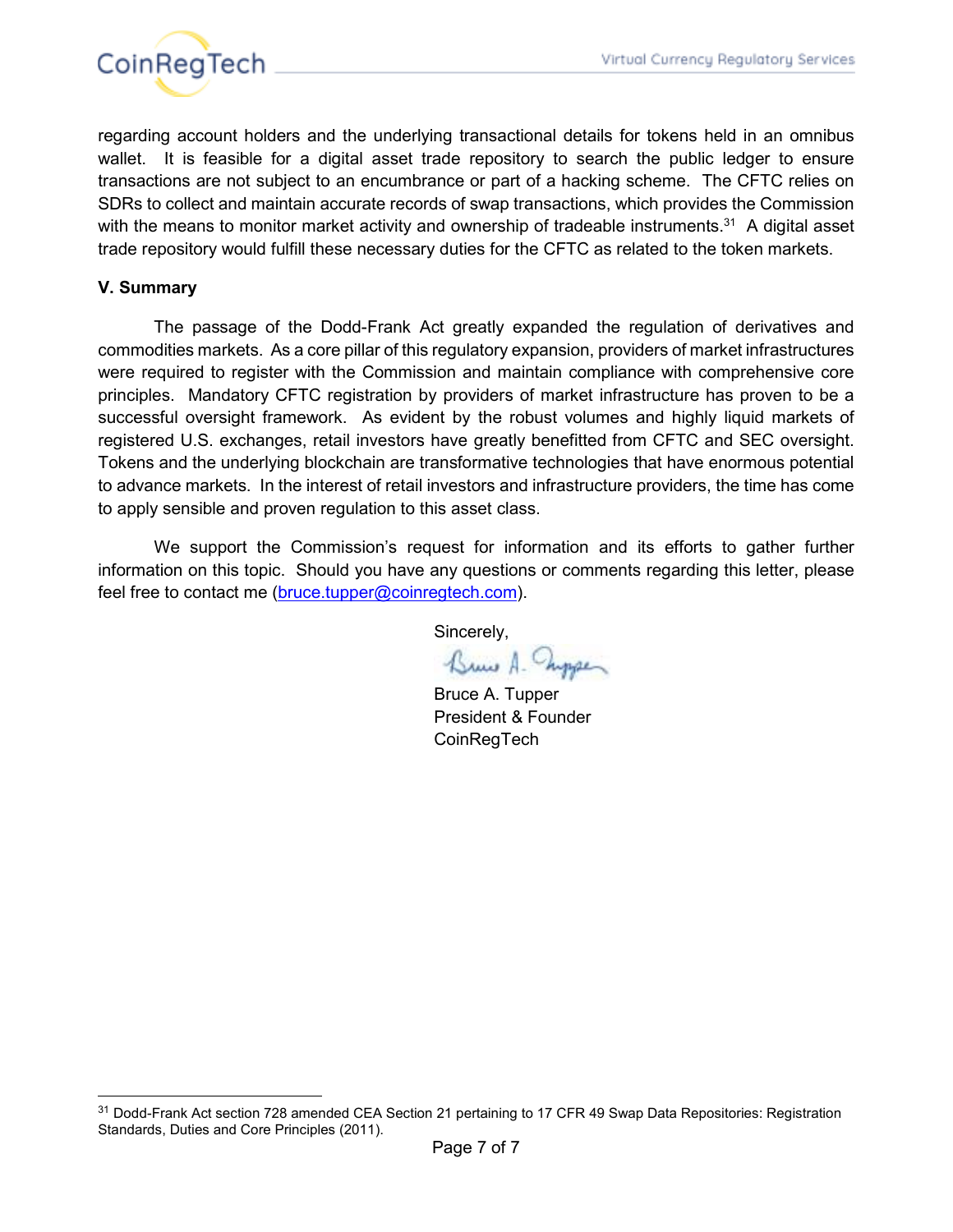regarding account holders and the underlying transactional details for tokens held in an omnibus wallet. It is feasible for a digital asset trade repository to search the public ledger to ensure transactions are not subject to an encumbrance or part of a hacking scheme. The CFTC relies on SDRs to collect and maintain accurate records of swap transactions, which provides the Commission with the means to monitor market activity and ownership of tradeable instruments.[31] A digital asset trade repository would fulfill these necessary duties for the CFTC as related to the token markets.

**V. Summary**

The passage of the Dodd-Frank Act greatly expanded the regulation of derivatives and commodities markets. As a core pillar of this regulatory expansion, providers of market infrastructures were required to register with the Commission and maintain compliance with comprehensive core principles. Mandatory CFTC registration by providers of market infrastructure has proven to be a successful oversight framework. As evident by the robust volumes and highly liquid markets of registered U.S. exchanges, retail investors have greatly benefitted from CFTC and SEC oversight. Tokens and the underlying blockchain are transformative technologies that have enormous potential to advance markets. In the interest of retail investors and infrastructure providers, the time has come to apply sensible and proven regulation to this asset class.

We support the Commission's request for information and its efforts to gather further information on this topic. Should you have any questions or comments regarding this letter, please feel free to contact me (bruce.tupper@coinregtech.com).

Sincerely,

Bruce A. Tupper
President & Founder
CoinRegTech

[31] Dodd-Frank Act section 728 amended CEA Section 21 pertaining to 17 CFR 49 Swap Data Repositories: Registration Standards, Duties and Core Principles (2011).